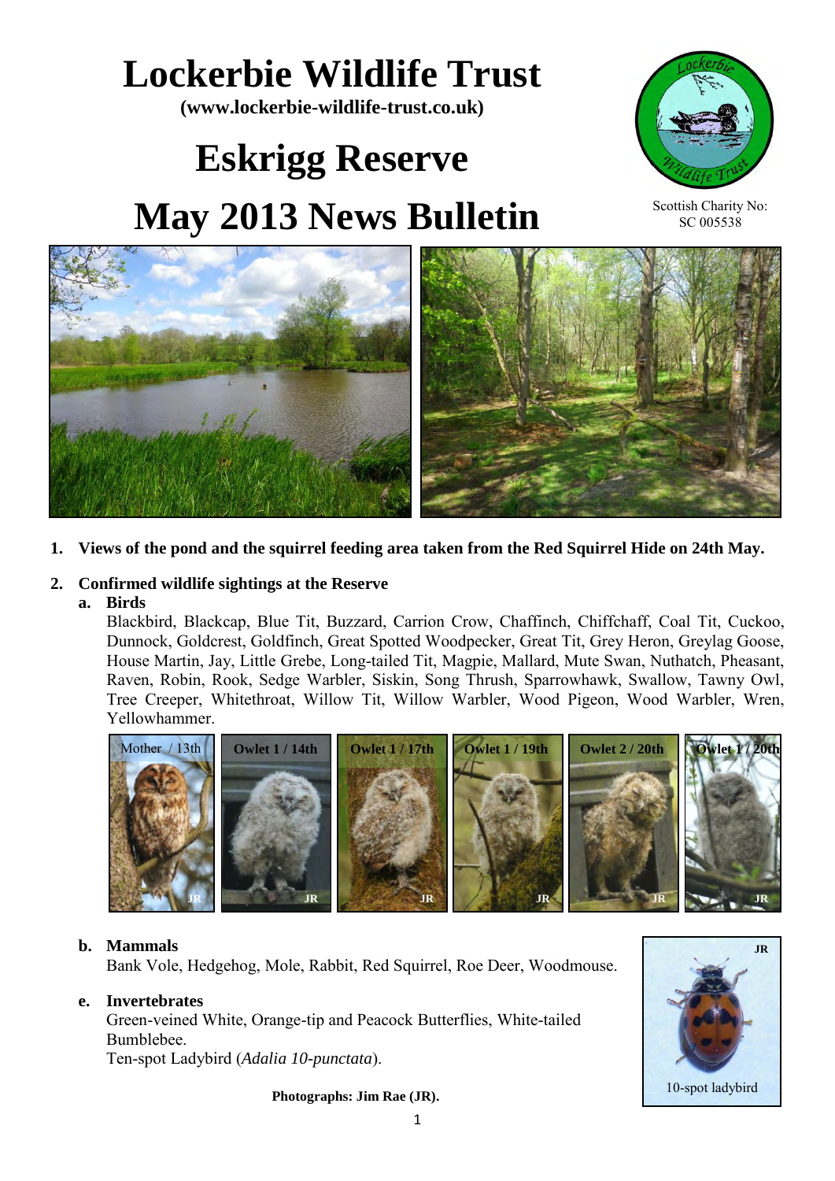# Lockerbie Wildlife Trust

**(www.lockerbie-wildlife-trust.co.uk)**

# Eskrigg Reserve

# May 2013 News Bulletin

Scottish Charity No: SC 005538

1. **Views of the pond and the squirrel feeding area taken from the Red Squirrel Hide on 24th May.**

2. **Confirmed wildlife sightings at the Reserve**

   a. **Birds**

   Blackbird, Blackcap, Blue Tit, Buzzard, Carrion Crow, Chaffinch, Chiffchaff, Coal Tit, Cuckoo, Dunnock, Goldcrest, Goldfinch, Great Spotted Woodpecker, Great Tit, Grey Heron, Greylag Goose, House Martin, Jay, Little Grebe, Long-tailed Tit, Magpie, Mallard, Mute Swan, Nuthatch, Pheasant, Raven, Robin, Rook, Sedge Warbler, Siskin, Song Thrush, Sparrowhawk, Swallow, Tawny Owl, Tree Creeper, Whitethroat, Willow Tit, Willow Warbler, Wood Pigeon, Wood Warbler, Wren, Yellowhammer.

   Mother / 13th — Owlet 1 / 14th — Owlet 1 / 17th — Owlet 1 / 19th — Owlet 2 / 20th — Owlet 1 / 20th

   b. **Mammals**

   Bank Vole, Hedgehog, Mole, Rabbit, Red Squirrel, Roe Deer, Woodmouse.

   e. **Invertebrates**

   Green-veined White, Orange-tip and Peacock Butterflies, White-tailed Bumblebee.
   Ten-spot Ladybird (*Adalia 10-punctata*).

10-spot ladybird

**Photographs: Jim Rae (JR).**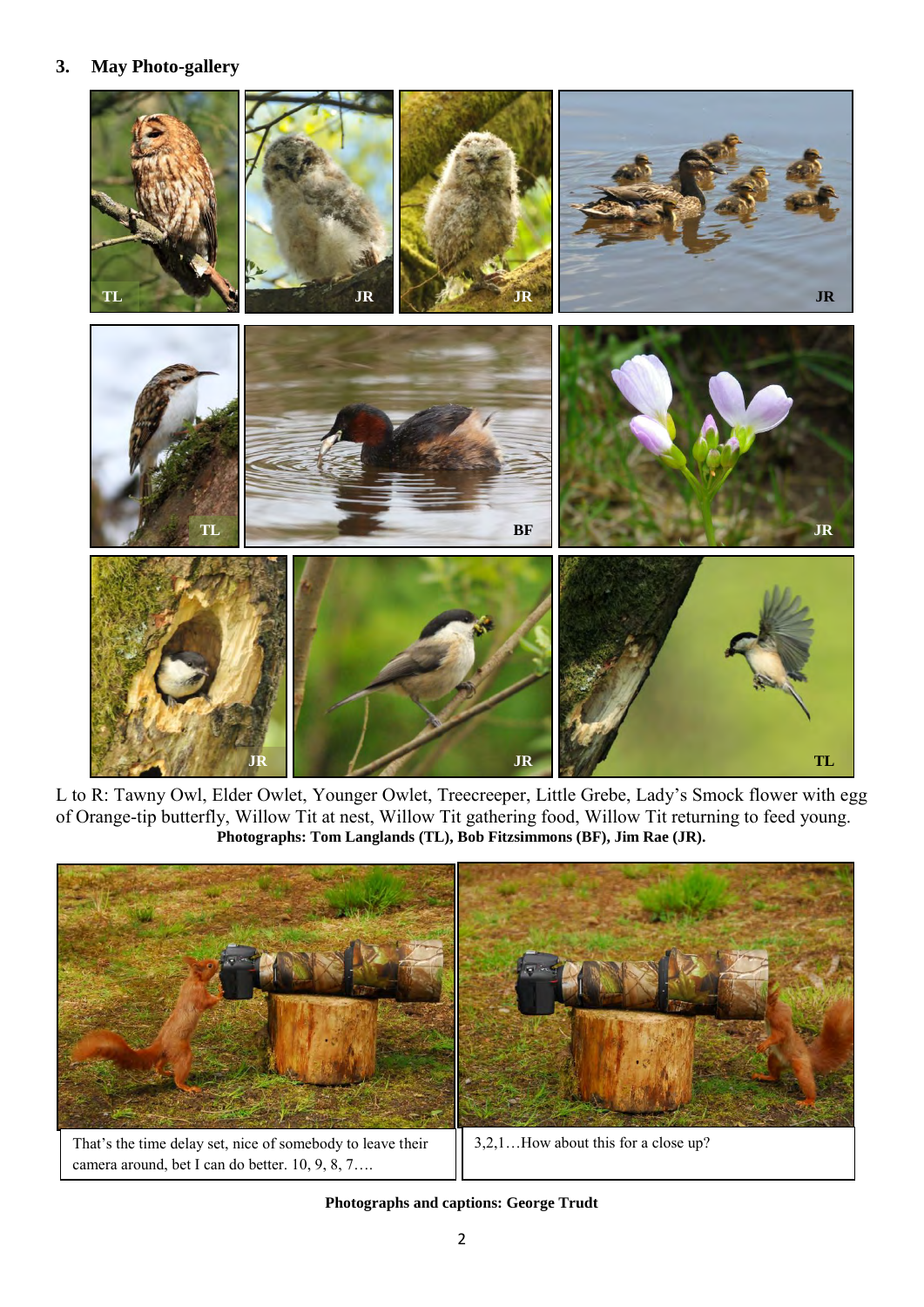## 3. May Photo-gallery

L to R: Tawny Owl, Elder Owlet, Younger Owlet, Treecreeper, Little Grebe, Lady's Smock flower with egg of Orange-tip butterfly, Willow Tit at nest, Willow Tit gathering food, Willow Tit returning to feed young.

**Photographs: Tom Langlands (TL), Bob Fitzsimmons (BF), Jim Rae (JR).**

That's the time delay set, nice of somebody to leave their camera around, bet I can do better. 10, 9, 8, 7….

3,2,1…How about this for a close up?

**Photographs and captions: George Trudt**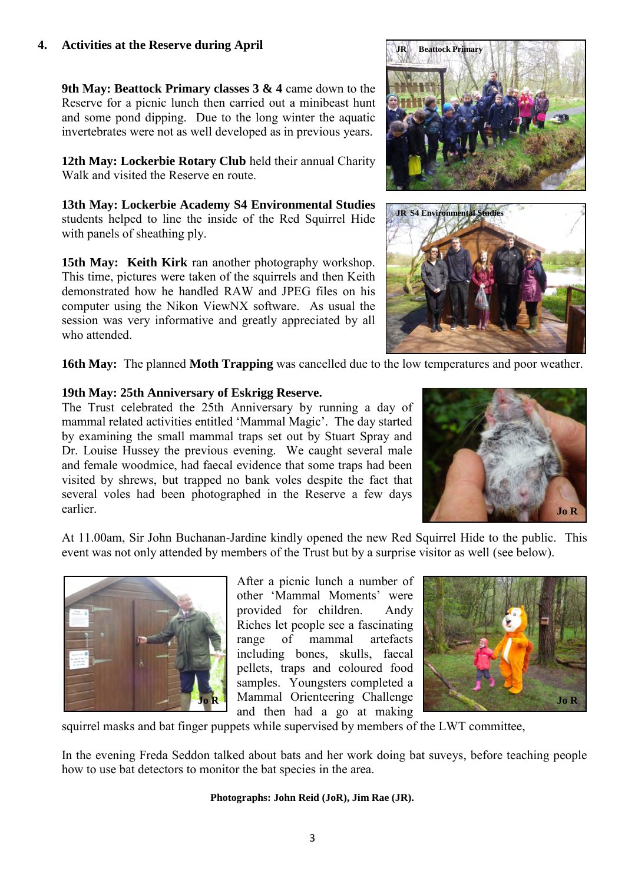## 4. Activities at the Reserve during April

**9th May: Beattock Primary classes 3 & 4** came down to the Reserve for a picnic lunch then carried out a minibeast hunt and some pond dipping. Due to the long winter the aquatic invertebrates were not as well developed as in previous years.

**12th May: Lockerbie Rotary Club** held their annual Charity Walk and visited the Reserve en route.

**13th May: Lockerbie Academy S4 Environmental Studies** students helped to line the inside of the Red Squirrel Hide with panels of sheathing ply.

**15th May: Keith Kirk** ran another photography workshop. This time, pictures were taken of the squirrels and then Keith demonstrated how he handled RAW and JPEG files on his computer using the Nikon ViewNX software. As usual the session was very informative and greatly appreciated by all who attended.

**16th May:** The planned **Moth Trapping** was cancelled due to the low temperatures and poor weather.

**19th May: 25th Anniversary of Eskrigg Reserve.**
The Trust celebrated the 25th Anniversary by running a day of mammal related activities entitled 'Mammal Magic'. The day started by examining the small mammal traps set out by Stuart Spray and Dr. Louise Hussey the previous evening. We caught several male and female woodmice, had faecal evidence that some traps had been visited by shrews, but trapped no bank voles despite the fact that several voles had been photographed in the Reserve a few days earlier.

At 11.00am, Sir John Buchanan-Jardine kindly opened the new Red Squirrel Hide to the public. This event was not only attended by members of the Trust but by a surprise visitor as well (see below).

After a picnic lunch a number of other 'Mammal Moments' were provided for children. Andy Riches let people see a fascinating range of mammal artefacts including bones, skulls, faecal pellets, traps and coloured food samples. Youngsters completed a Mammal Orienteering Challenge and then had a go at making squirrel masks and bat finger puppets while supervised by members of the LWT committee,

In the evening Freda Seddon talked about bats and her work doing bat suveys, before teaching people how to use bat detectors to monitor the bat species in the area.

**Photographs: John Reid (JoR), Jim Rae (JR).**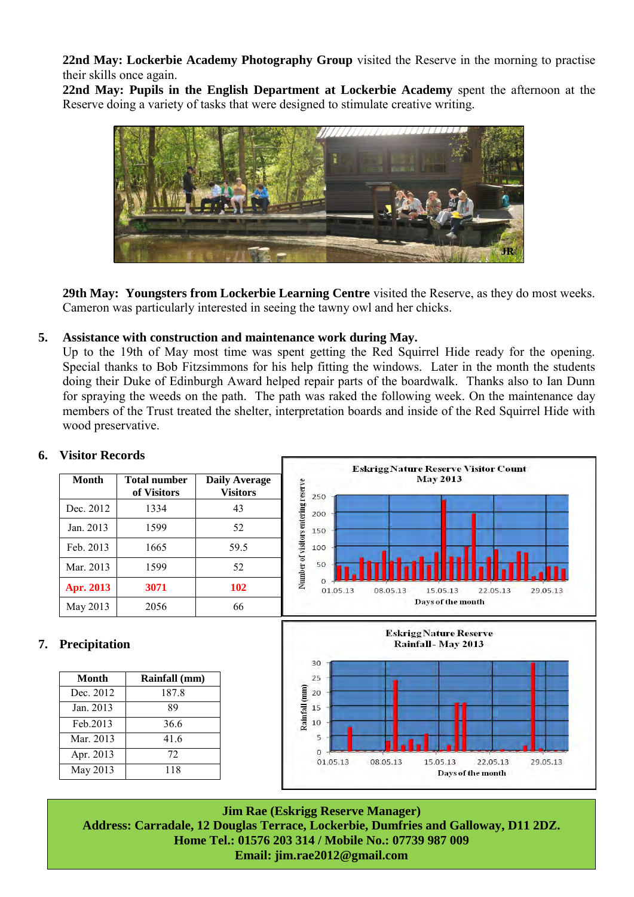**22nd May: Lockerbie Academy Photography Group** visited the Reserve in the morning to practise their skills once again.
**22nd May: Pupils in the English Department at Lockerbie Academy** spent the afternoon at the Reserve doing a variety of tasks that were designed to stimulate creative writing.

**29th May: Youngsters from Lockerbie Learning Centre** visited the Reserve, as they do most weeks. Cameron was particularly interested in seeing the tawny owl and her chicks.

## 5. Assistance with construction and maintenance work during May.

Up to the 19th of May most time was spent getting the Red Squirrel Hide ready for the opening. Special thanks to Bob Fitzsimmons for his help fitting the windows. Later in the month the students doing their Duke of Edinburgh Award helped repair parts of the boardwalk. Thanks also to Ian Dunn for spraying the weeds on the path. The path was raked the following week. On the maintenance day members of the Trust treated the shelter, interpretation boards and inside of the Red Squirrel Hide with wood preservative.

## 6. Visitor Records

| Month | Total number of Visitors | Daily Average Visitors |
|---|---|---|
| Dec. 2012 | 1334 | 43 |
| Jan. 2013 | 1599 | 52 |
| Feb. 2013 | 1665 | 59.5 |
| Mar. 2013 | 1599 | 52 |
| **Apr. 2013** | **3071** | **102** |
| May 2013 | 2056 | 66 |

Eskrigg Nature Reserve Visitor Count
May 2013
Number of visitors entering reserve
250
200
150
100
50
0
01.05.13 08.05.13 15.05.13 22.05.13 29.05.13
Days of the month

## 7. Precipitation

| Month | Rainfall (mm) |
|---|---|
| Dec. 2012 | 187.8 |
| Jan. 2013 | 89 |
| Feb.2013 | 36.6 |
| Mar. 2013 | 41.6 |
| Apr. 2013 | 72 |
| May 2013 | 118 |

Eskrigg Nature Reserve
Rainfall - May 2013
Rainfall (mm)
30
25
20
15
10
5
0
01.05.13 08.05.13 15.05.13 22.05.13 29.05.13
Days of the month

**Jim Rae (Eskrigg Reserve Manager)**
**Address: Carradale, 12 Douglas Terrace, Lockerbie, Dumfries and Galloway, D11 2DZ.**
**Home Tel.: 01576 203 314 / Mobile No.: 07739 987 009**
**Email: jim.rae2012@gmail.com**